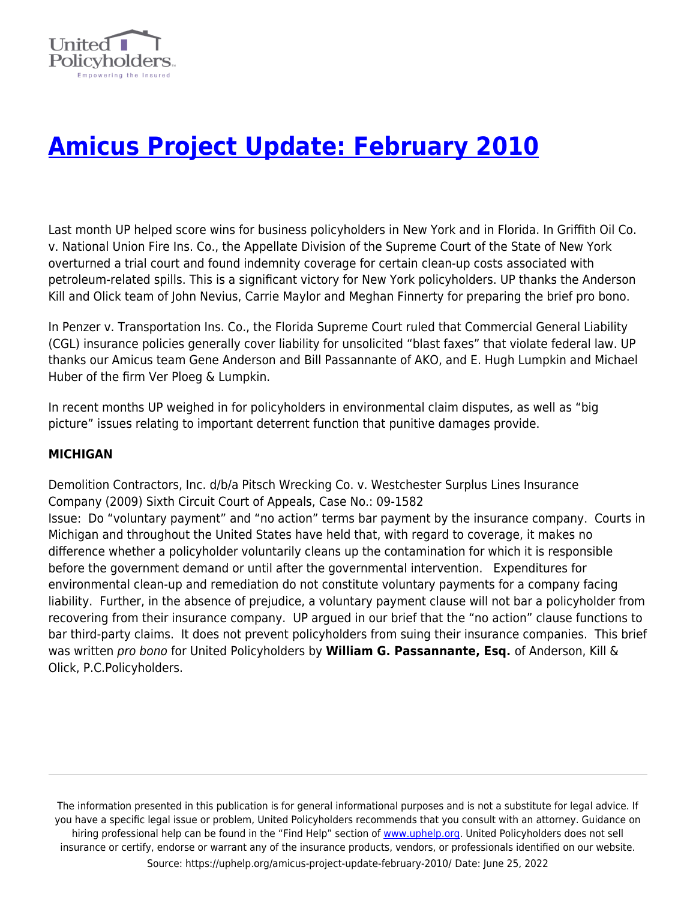# [Amicus Project Update: February 2010](https://uphelp.org/amicus-project-update-february-2010/)

Last month UP helped score wins for business policyholders in New York and in Florida. In Griffith Oil Co. v. National Union Fire Ins. Co., the Appellate Division of the Supreme Court of the State of New York overturned a trial court and found indemnity coverage for certain clean-up costs associated with petroleum-related spills. This is a significant victory for New York policyholders. UP thanks the Anderson Kill and Olick team of John Nevius, Carrie Maylor and Meghan Finnerty for preparing the brief pro bono.

In Penzer v. Transportation Ins. Co., the Florida Supreme Court ruled that Commercial General Liability (CGL) insurance policies generally cover liability for unsolicited "blast faxes" that violate federal law. UP thanks our Amicus team Gene Anderson and Bill Passannante of AKO, and E. Hugh Lumpkin and Michael Huber of the firm Ver Ploeg & Lumpkin.

In recent months UP weighed in for policyholders in environmental claim disputes, as well as "big picture" issues relating to important deterrent function that punitive damages provide.

**MICHIGAN**

Demolition Contractors, Inc. d/b/a Pitsch Wrecking Co. v. Westchester Surplus Lines Insurance Company (2009) Sixth Circuit Court of Appeals, Case No.: 09-1582
Issue: Do "voluntary payment" and "no action" terms bar payment by the insurance company. Courts in Michigan and throughout the United States have held that, with regard to coverage, it makes no difference whether a policyholder voluntarily cleans up the contamination for which it is responsible before the government demand or until after the governmental intervention. Expenditures for environmental clean-up and remediation do not constitute voluntary payments for a company facing liability. Further, in the absence of prejudice, a voluntary payment clause will not bar a policyholder from recovering from their insurance company. UP argued in our brief that the "no action" clause functions to bar third-party claims. It does not prevent policyholders from suing their insurance companies. This brief was written *pro bono* for United Policyholders by **William G. Passannante, Esq.** of Anderson, Kill & Olick, P.C.Policyholders.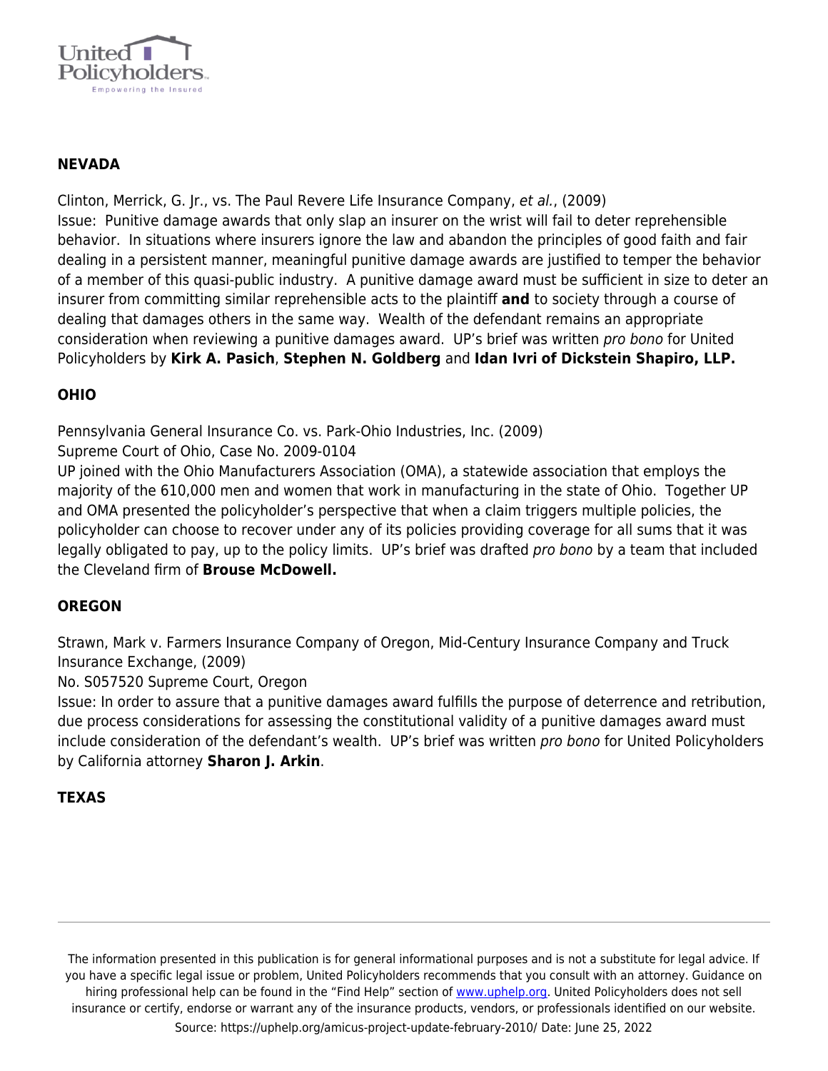**NEVADA**

Clinton, Merrick, G. Jr., vs. The Paul Revere Life Insurance Company, *et al.*, (2009)
Issue: Punitive damage awards that only slap an insurer on the wrist will fail to deter reprehensible behavior. In situations where insurers ignore the law and abandon the principles of good faith and fair dealing in a persistent manner, meaningful punitive damage awards are justified to temper the behavior of a member of this quasi-public industry. A punitive damage award must be sufficient in size to deter an insurer from committing similar reprehensible acts to the plaintiff **and** to society through a course of dealing that damages others in the same way. Wealth of the defendant remains an appropriate consideration when reviewing a punitive damages award. UP's brief was written *pro bono* for United Policyholders by **Kirk A. Pasich**, **Stephen N. Goldberg** and **Idan Ivri of Dickstein Shapiro, LLP.**

**OHIO**

Pennsylvania General Insurance Co. vs. Park-Ohio Industries, Inc. (2009)
Supreme Court of Ohio, Case No. 2009-0104
UP joined with the Ohio Manufacturers Association (OMA), a statewide association that employs the majority of the 610,000 men and women that work in manufacturing in the state of Ohio. Together UP and OMA presented the policyholder's perspective that when a claim triggers multiple policies, the policyholder can choose to recover under any of its policies providing coverage for all sums that it was legally obligated to pay, up to the policy limits. UP's brief was drafted *pro bono* by a team that included the Cleveland firm of **Brouse McDowell.**

**OREGON**

Strawn, Mark v. Farmers Insurance Company of Oregon, Mid-Century Insurance Company and Truck Insurance Exchange, (2009)
No. S057520 Supreme Court, Oregon
Issue: In order to assure that a punitive damages award fulfills the purpose of deterrence and retribution, due process considerations for assessing the constitutional validity of a punitive damages award must include consideration of the defendant's wealth. UP's brief was written *pro bono* for United Policyholders by California attorney **Sharon J. Arkin**.

**TEXAS**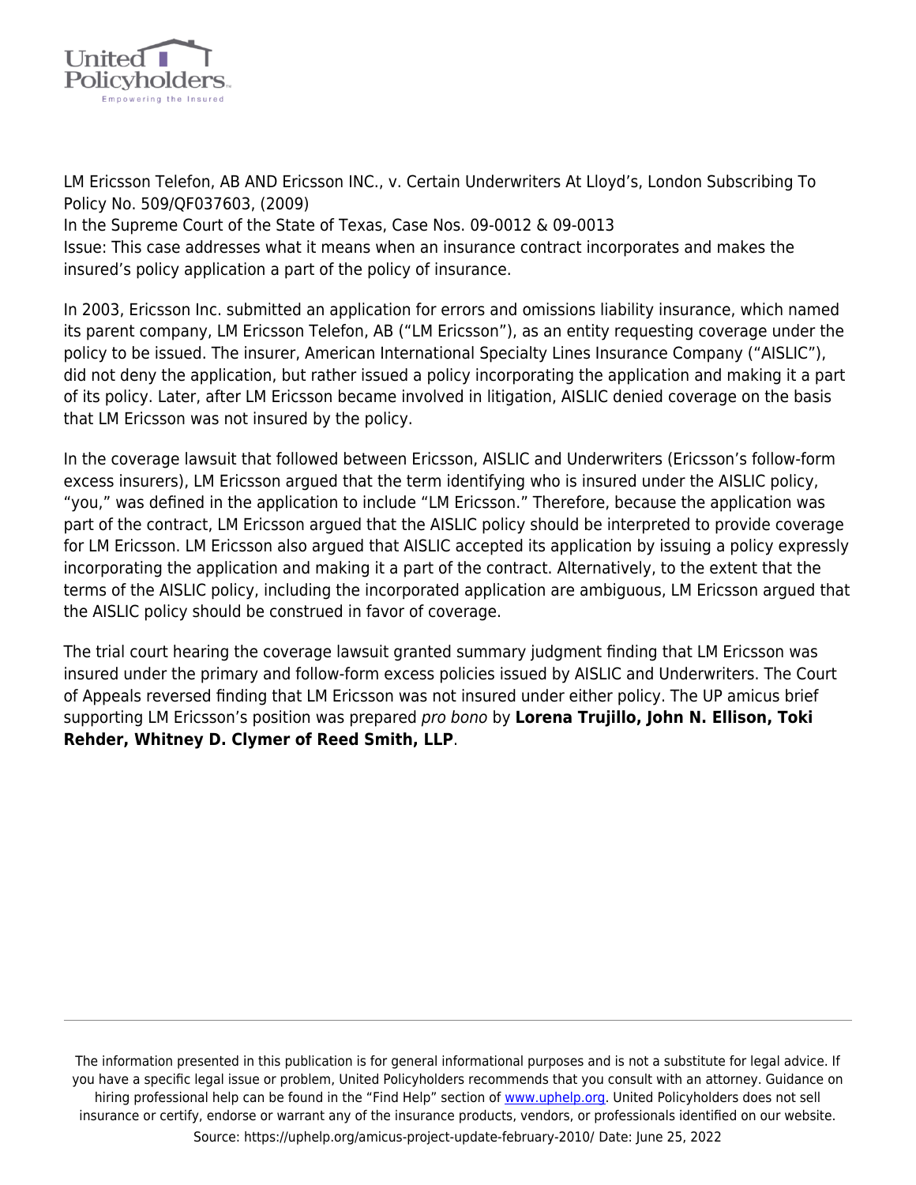LM Ericsson Telefon, AB AND Ericsson INC., v. Certain Underwriters At Lloyd's, London Subscribing To Policy No. 509/QF037603, (2009)
In the Supreme Court of the State of Texas, Case Nos. 09-0012 & 09-0013
Issue: This case addresses what it means when an insurance contract incorporates and makes the insured's policy application a part of the policy of insurance.

In 2003, Ericsson Inc. submitted an application for errors and omissions liability insurance, which named its parent company, LM Ericsson Telefon, AB ("LM Ericsson"), as an entity requesting coverage under the policy to be issued. The insurer, American International Specialty Lines Insurance Company ("AISLIC"), did not deny the application, but rather issued a policy incorporating the application and making it a part of its policy. Later, after LM Ericsson became involved in litigation, AISLIC denied coverage on the basis that LM Ericsson was not insured by the policy.

In the coverage lawsuit that followed between Ericsson, AISLIC and Underwriters (Ericsson's follow-form excess insurers), LM Ericsson argued that the term identifying who is insured under the AISLIC policy, "you," was defined in the application to include "LM Ericsson." Therefore, because the application was part of the contract, LM Ericsson argued that the AISLIC policy should be interpreted to provide coverage for LM Ericsson. LM Ericsson also argued that AISLIC accepted its application by issuing a policy expressly incorporating the application and making it a part of the contract. Alternatively, to the extent that the terms of the AISLIC policy, including the incorporated application are ambiguous, LM Ericsson argued that the AISLIC policy should be construed in favor of coverage.

The trial court hearing the coverage lawsuit granted summary judgment finding that LM Ericsson was insured under the primary and follow-form excess policies issued by AISLIC and Underwriters. The Court of Appeals reversed finding that LM Ericsson was not insured under either policy. The UP amicus brief supporting LM Ericsson's position was prepared *pro bono* by **Lorena Trujillo, John N. Ellison, Toki Rehder, Whitney D. Clymer of Reed Smith, LLP**.

The information presented in this publication is for general informational purposes and is not a substitute for legal advice. If you have a specific legal issue or problem, United Policyholders recommends that you consult with an attorney. Guidance on hiring professional help can be found in the "Find Help" section of www.uphelp.org. United Policyholders does not sell insurance or certify, endorse or warrant any of the insurance products, vendors, or professionals identified on our website.
Source: https://uphelp.org/amicus-project-update-february-2010/ Date: June 25, 2022